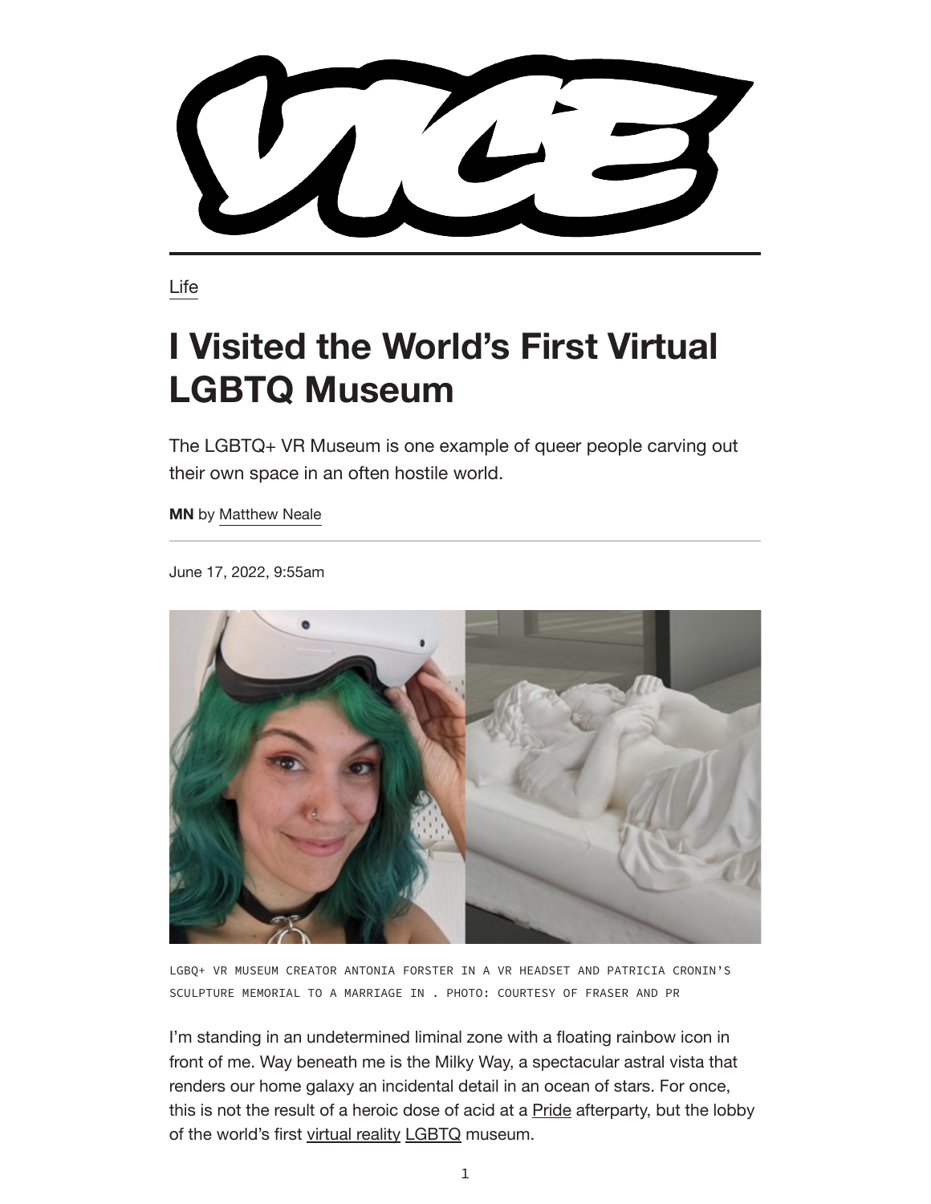VICE

Life

# I Visited the World's First Virtual LGBTQ Museum

The LGBTQ+ VR Museum is one example of queer people carving out their own space in an often hostile world.

**MN** by Matthew Neale

June 17, 2022, 9:55am

LGBQ+ VR MUSEUM CREATOR ANTONIA FORSTER IN A VR HEADSET AND PATRICIA CRONIN'S SCULPTURE MEMORIAL TO A MARRIAGE IN . PHOTO: COURTESY OF FRASER AND PR

I'm standing in an undetermined liminal zone with a floating rainbow icon in front of me. Way beneath me is the Milky Way, a spectacular astral vista that renders our home galaxy an incidental detail in an ocean of stars. For once, this is not the result of a heroic dose of acid at a Pride afterparty, but the lobby of the world's first virtual reality LGBTQ museum.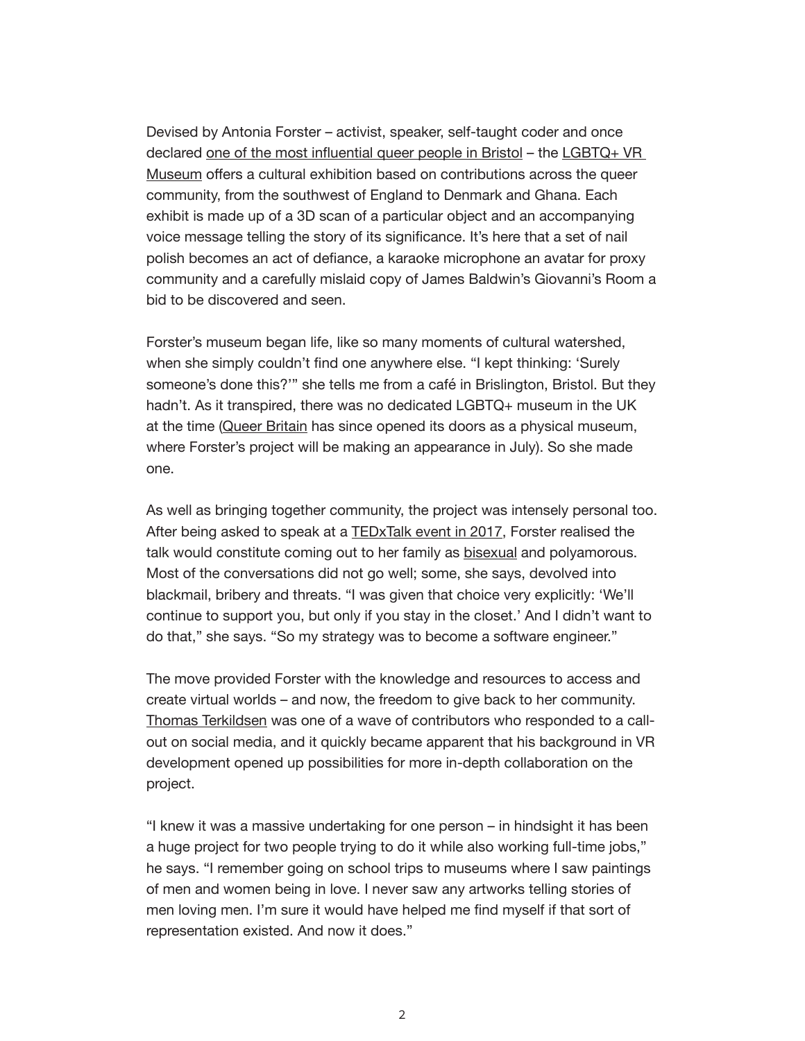Devised by Antonia Forster – activist, speaker, self-taught coder and once declared one of the most influential queer people in Bristol – the LGBTQ+ VR Museum offers a cultural exhibition based on contributions across the queer community, from the southwest of England to Denmark and Ghana. Each exhibit is made up of a 3D scan of a particular object and an accompanying voice message telling the story of its significance. It's here that a set of nail polish becomes an act of defiance, a karaoke microphone an avatar for proxy community and a carefully mislaid copy of James Baldwin's Giovanni's Room a bid to be discovered and seen.

Forster's museum began life, like so many moments of cultural watershed, when she simply couldn't find one anywhere else. "I kept thinking: 'Surely someone's done this?'" she tells me from a café in Brislington, Bristol. But they hadn't. As it transpired, there was no dedicated LGBTQ+ museum in the UK at the time (Queer Britain has since opened its doors as a physical museum, where Forster's project will be making an appearance in July). So she made one.

As well as bringing together community, the project was intensely personal too. After being asked to speak at a TEDxTalk event in 2017, Forster realised the talk would constitute coming out to her family as bisexual and polyamorous. Most of the conversations did not go well; some, she says, devolved into blackmail, bribery and threats. "I was given that choice very explicitly: 'We'll continue to support you, but only if you stay in the closet.' And I didn't want to do that," she says. "So my strategy was to become a software engineer."

The move provided Forster with the knowledge and resources to access and create virtual worlds – and now, the freedom to give back to her community. Thomas Terkildsen was one of a wave of contributors who responded to a call-out on social media, and it quickly became apparent that his background in VR development opened up possibilities for more in-depth collaboration on the project.

"I knew it was a massive undertaking for one person – in hindsight it has been a huge project for two people trying to do it while also working full-time jobs," he says. "I remember going on school trips to museums where I saw paintings of men and women being in love. I never saw any artworks telling stories of men loving men. I'm sure it would have helped me find myself if that sort of representation existed. And now it does."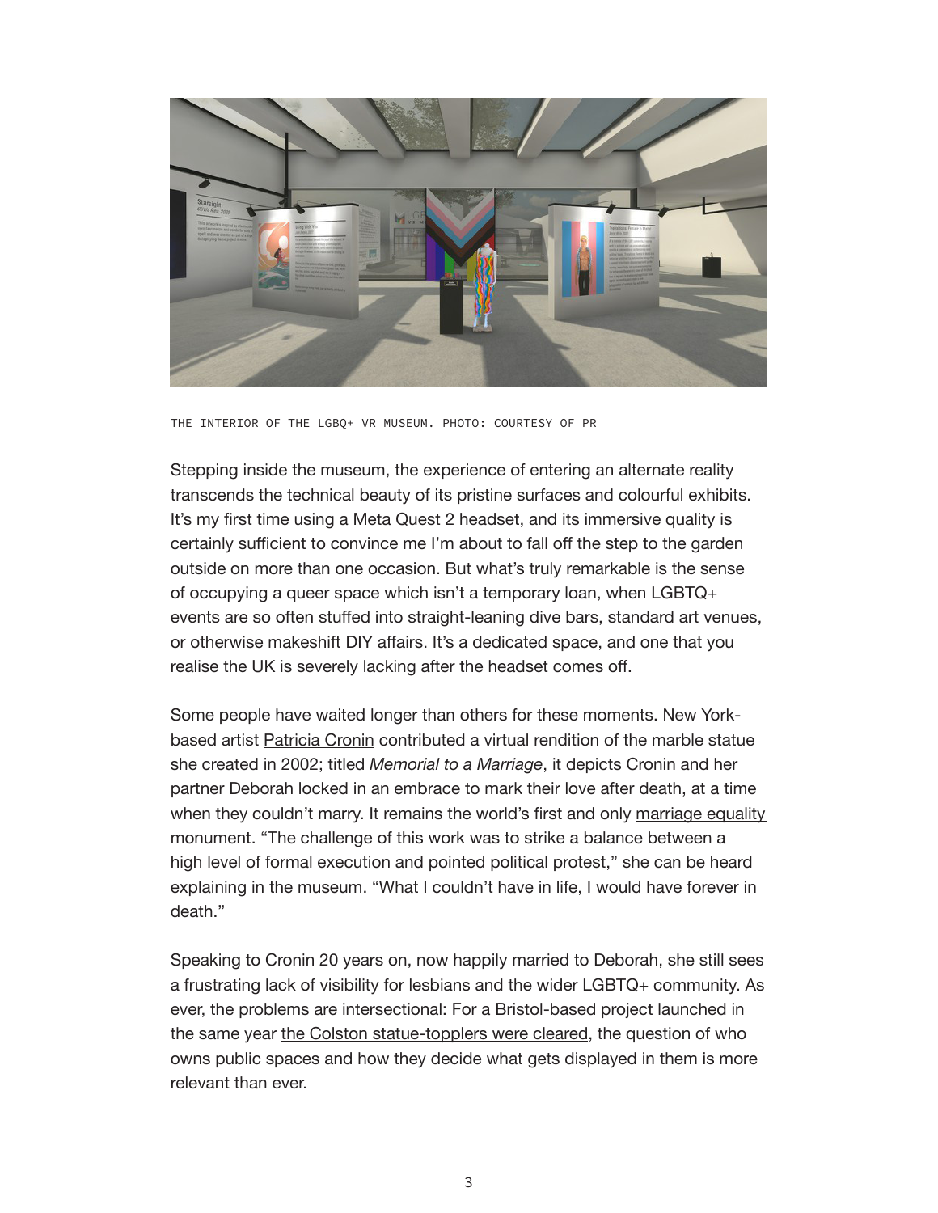THE INTERIOR OF THE LGBQ+ VR MUSEUM. PHOTO: COURTESY OF PR

Stepping inside the museum, the experience of entering an alternate reality transcends the technical beauty of its pristine surfaces and colourful exhibits. It's my first time using a Meta Quest 2 headset, and its immersive quality is certainly sufficient to convince me I'm about to fall off the step to the garden outside on more than one occasion. But what's truly remarkable is the sense of occupying a queer space which isn't a temporary loan, when LGBTQ+ events are so often stuffed into straight-leaning dive bars, standard art venues, or otherwise makeshift DIY affairs. It's a dedicated space, and one that you realise the UK is severely lacking after the headset comes off.

Some people have waited longer than others for these moments. New York-based artist Patricia Cronin contributed a virtual rendition of the marble statue she created in 2002; titled *Memorial to a Marriage*, it depicts Cronin and her partner Deborah locked in an embrace to mark their love after death, at a time when they couldn't marry. It remains the world's first and only marriage equality monument. "The challenge of this work was to strike a balance between a high level of formal execution and pointed political protest," she can be heard explaining in the museum. "What I couldn't have in life, I would have forever in death."

Speaking to Cronin 20 years on, now happily married to Deborah, she still sees a frustrating lack of visibility for lesbians and the wider LGBTQ+ community. As ever, the problems are intersectional: For a Bristol-based project launched in the same year the Colston statue-topplers were cleared, the question of who owns public spaces and how they decide what gets displayed in them is more relevant than ever.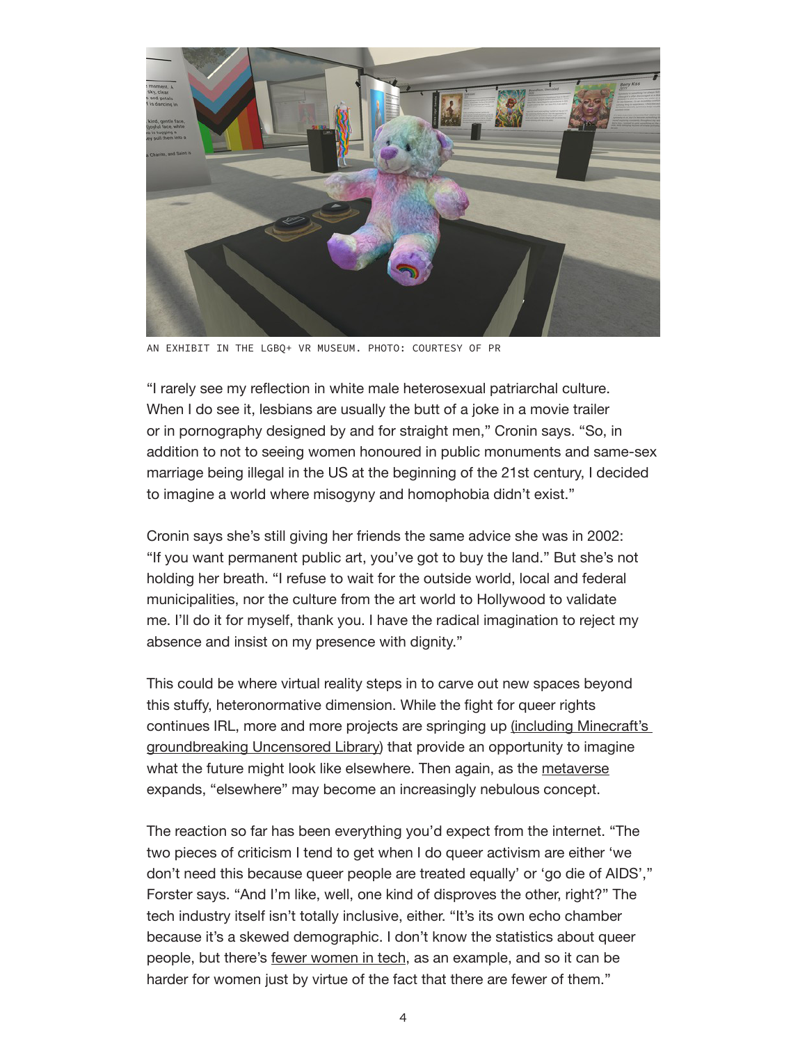AN EXHIBIT IN THE LGBQ+ VR MUSEUM. PHOTO: COURTESY OF PR

"I rarely see my reflection in white male heterosexual patriarchal culture. When I do see it, lesbians are usually the butt of a joke in a movie trailer or in pornography designed by and for straight men," Cronin says. "So, in addition to not to seeing women honoured in public monuments and same-sex marriage being illegal in the US at the beginning of the 21st century, I decided to imagine a world where misogyny and homophobia didn't exist."

Cronin says she's still giving her friends the same advice she was in 2002: "If you want permanent public art, you've got to buy the land." But she's not holding her breath. "I refuse to wait for the outside world, local and federal municipalities, nor the culture from the art world to Hollywood to validate me. I'll do it for myself, thank you. I have the radical imagination to reject my absence and insist on my presence with dignity."

This could be where virtual reality steps in to carve out new spaces beyond this stuffy, heteronormative dimension. While the fight for queer rights continues IRL, more and more projects are springing up (including Minecraft's groundbreaking Uncensored Library) that provide an opportunity to imagine what the future might look like elsewhere. Then again, as the metaverse expands, "elsewhere" may become an increasingly nebulous concept.

The reaction so far has been everything you'd expect from the internet. "The two pieces of criticism I tend to get when I do queer activism are either 'we don't need this because queer people are treated equally' or 'go die of AIDS'," Forster says. "And I'm like, well, one kind of disproves the other, right?" The tech industry itself isn't totally inclusive, either. "It's its own echo chamber because it's a skewed demographic. I don't know the statistics about queer people, but there's fewer women in tech, as an example, and so it can be harder for women just by virtue of the fact that there are fewer of them."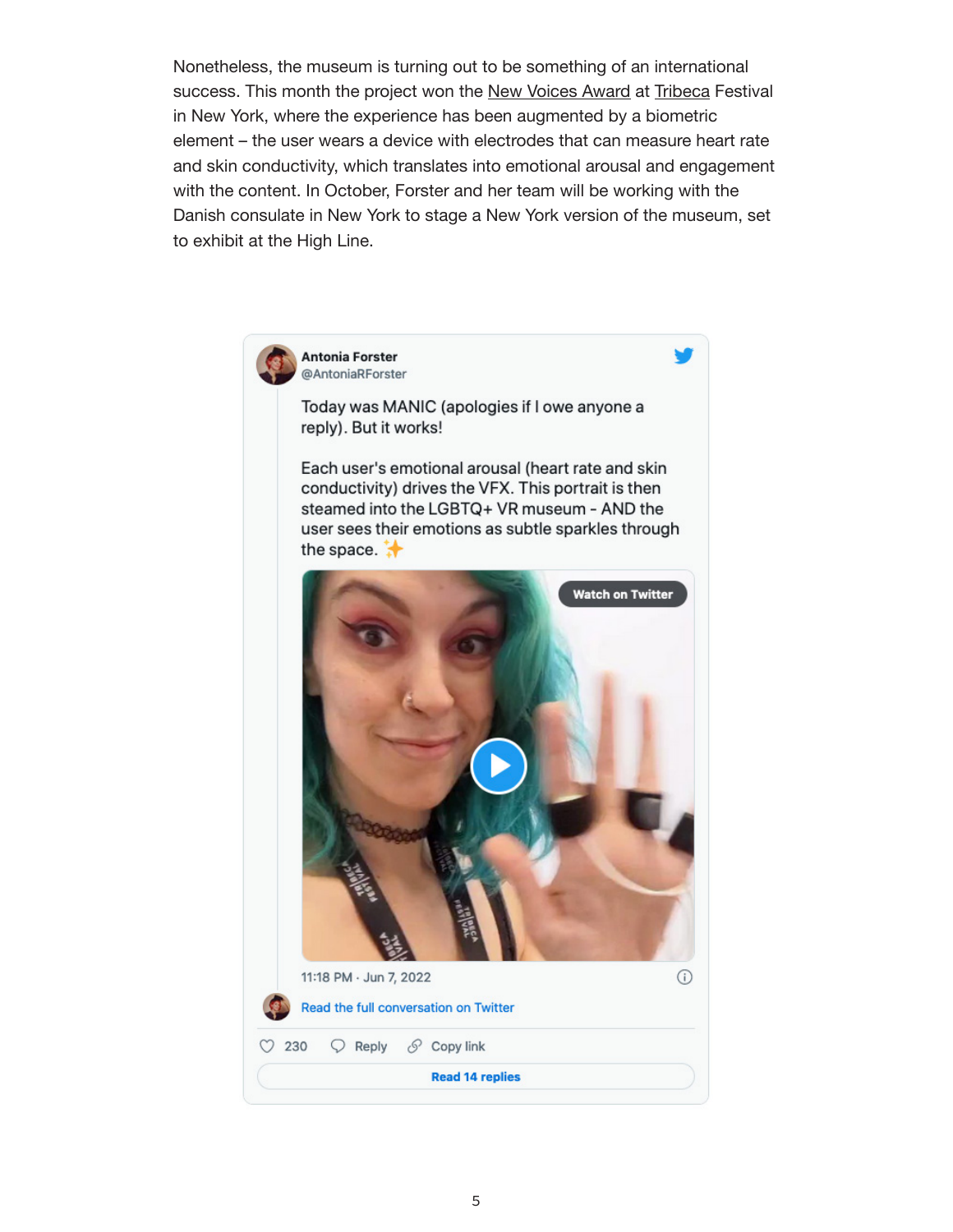Nonetheless, the museum is turning out to be something of an international success. This month the project won the New Voices Award at Tribeca Festival in New York, where the experience has been augmented by a biometric element – the user wears a device with electrodes that can measure heart rate and skin conductivity, which translates into emotional arousal and engagement with the content. In October, Forster and her team will be working with the Danish consulate in New York to stage a New York version of the museum, set to exhibit at the High Line.

**Antonia Forster**
@AntoniaRForster

Today was MANIC (apologies if I owe anyone a reply). But it works!

Each user's emotional arousal (heart rate and skin conductivity) drives the VFX. This portrait is then steamed into the LGBTQ+ VR museum - AND the user sees their emotions as subtle sparkles through the space. ✨

Watch on Twitter

11:18 PM · Jun 7, 2022

Read the full conversation on Twitter

230 Reply Copy link

Read 14 replies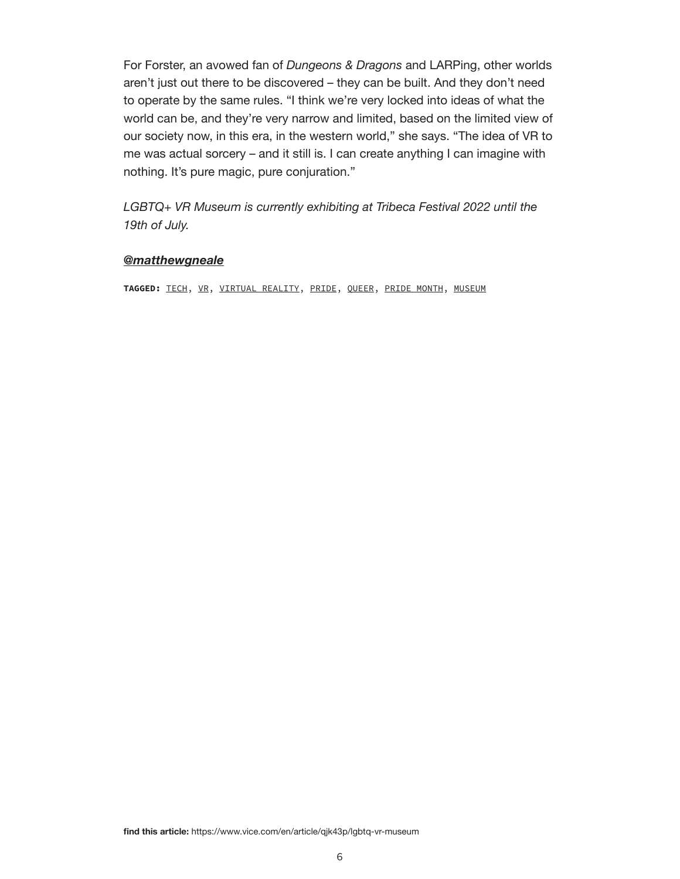For Forster, an avowed fan of *Dungeons & Dragons* and LARPing, other worlds aren't just out there to be discovered – they can be built. And they don't need to operate by the same rules. "I think we're very locked into ideas of what the world can be, and they're very narrow and limited, based on the limited view of our society now, in this era, in the western world," she says. "The idea of VR to me was actual sorcery – and it still is. I can create anything I can imagine with nothing. It's pure magic, pure conjuration."

*LGBTQ+ VR Museum is currently exhibiting at Tribeca Festival 2022 until the 19th of July.*

***@matthewgneale***

**TAGGED:** TECH, VR, VIRTUAL REALITY, PRIDE, QUEER, PRIDE MONTH, MUSEUM

**find this article:** https://www.vice.com/en/article/qjk43p/lgbtq-vr-museum